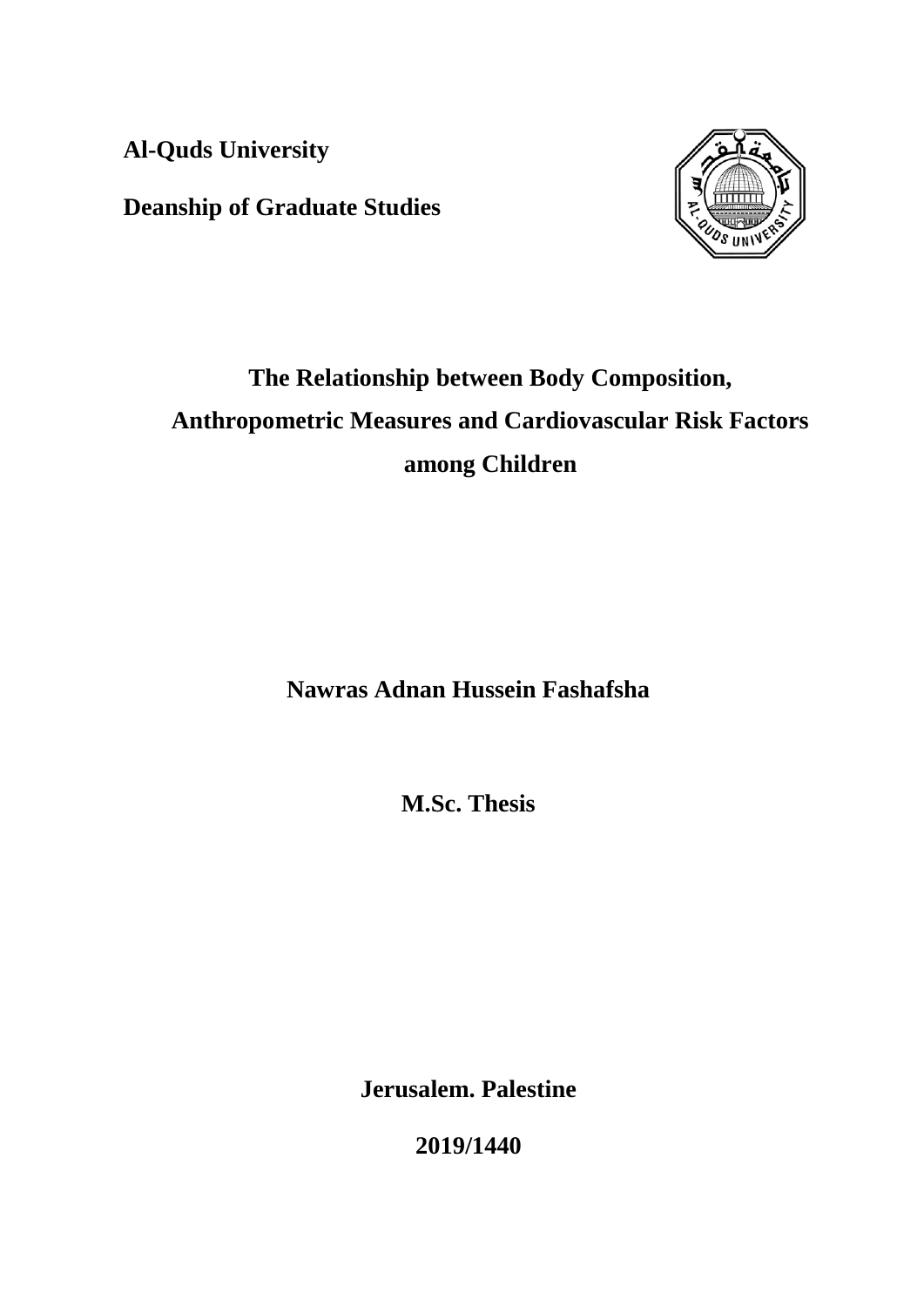**Al-Quds University**

**Deanship of Graduate Studies**

# The Relationship between Body Composition, Anthropometric Measures and Cardiovascular Risk Factors among Children

**Nawras Adnan Hussein Fashafsha**

**M.Sc. Thesis**

**Jerusalem. Palestine**

**2019/1440**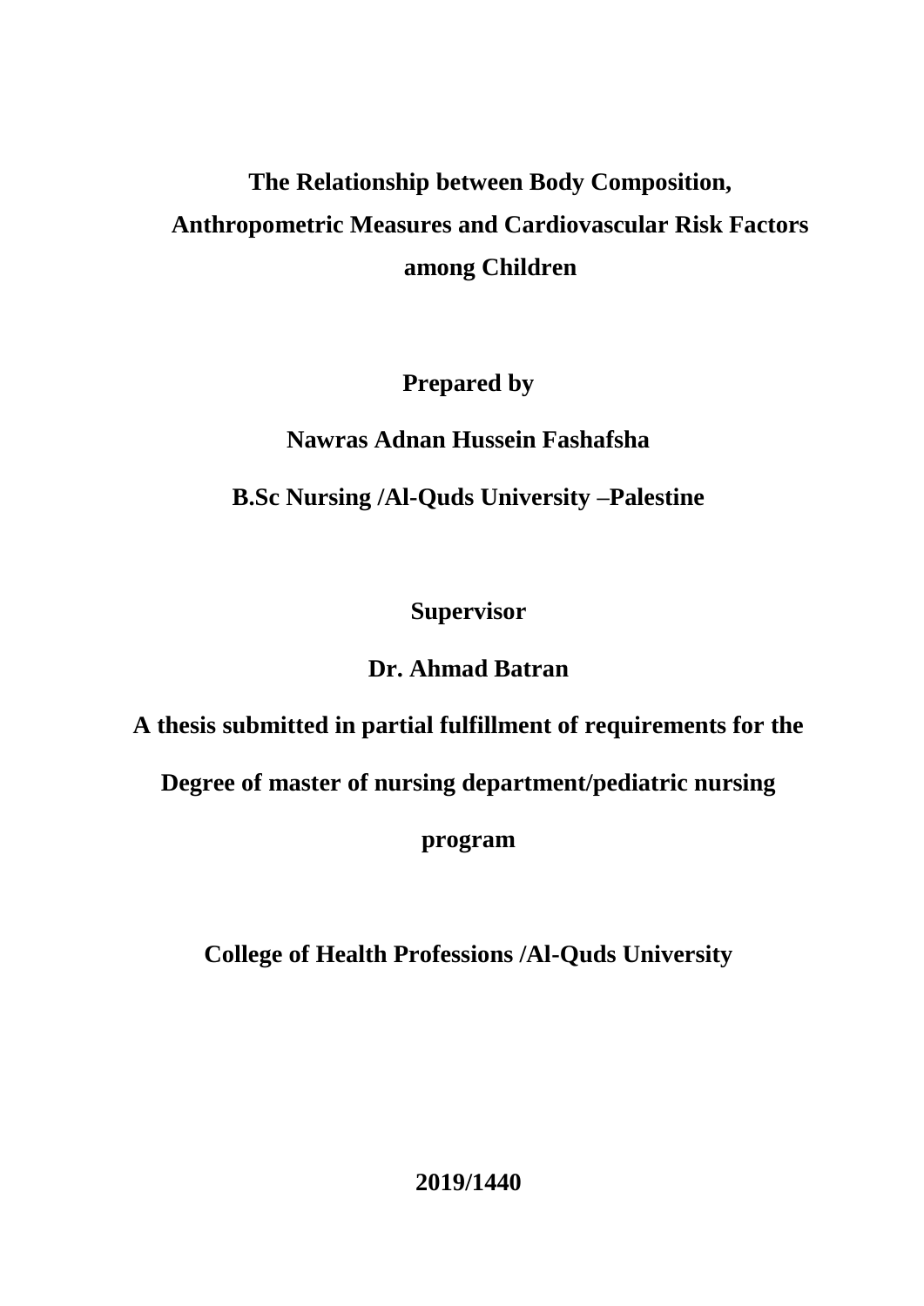# The Relationship between Body Composition, Anthropometric Measures and Cardiovascular Risk Factors among Children

**Prepared by**

**Nawras Adnan Hussein Fashafsha**

**B.Sc Nursing /Al-Quds University –Palestine**

**Supervisor**

**Dr. Ahmad Batran**

**A thesis submitted in partial fulfillment of requirements for the Degree of master of nursing department/pediatric nursing program**

**College of Health Professions /Al-Quds University**

**2019/1440**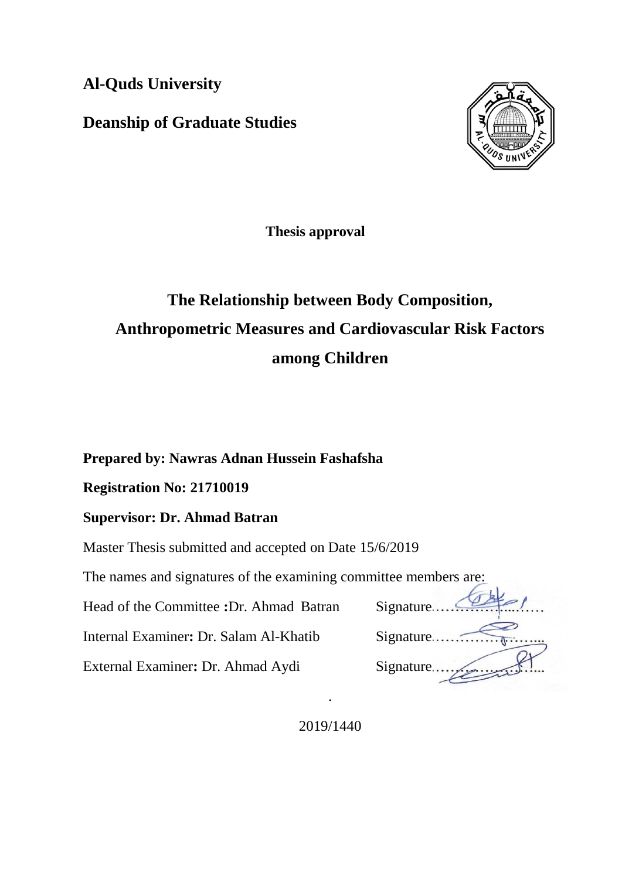**Al-Quds University**

**Deanship of Graduate Studies**

**Thesis approval**

# The Relationship between Body Composition, Anthropometric Measures and Cardiovascular Risk Factors among Children

**Prepared by: Nawras Adnan Hussein Fashafsha**

**Registration No: 21710019**

**Supervisor: Dr. Ahmad Batran**

Master Thesis submitted and accepted on Date 15/6/2019

The names and signatures of the examining committee members are:

Head of the Committee **:**Dr. Ahmad Batran Signature………………………

Internal Examiner**:** Dr. Salam Al-Khatib Signature………………………

External Examiner**:** Dr. Ahmad Aydi Signature………………………

2019/1440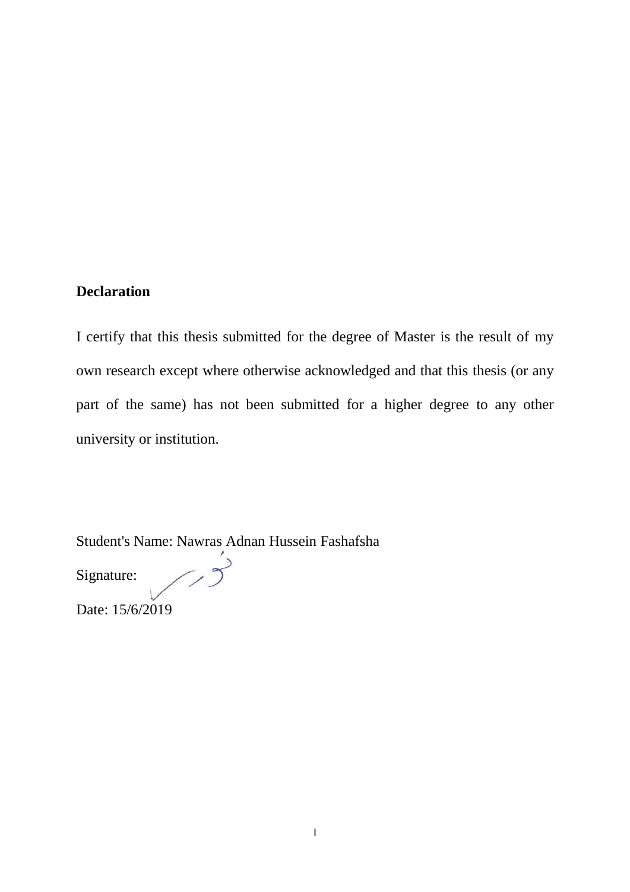**Declaration**

I certify that this thesis submitted for the degree of Master is the result of my own research except where otherwise acknowledged and that this thesis (or any part of the same) has not been submitted for a higher degree to any other university or institution.

Student's Name: Nawras Adnan Hussein Fashafsha

Signature:

Date: 15/6/2019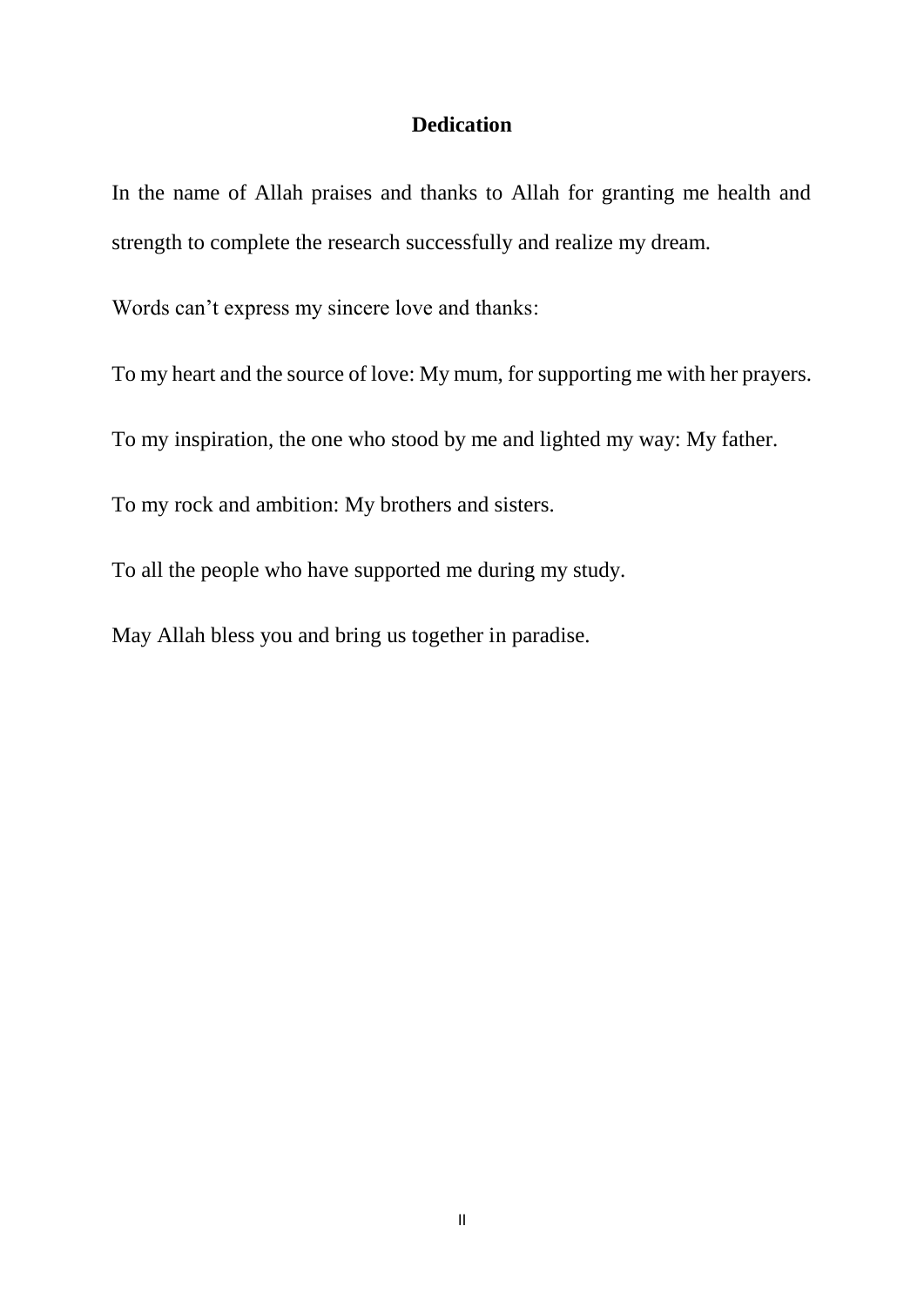# Dedication

In the name of Allah praises and thanks to Allah for granting me health and strength to complete the research successfully and realize my dream.

Words can’t express my sincere love and thanks:

To my heart and the source of love: My mum, for supporting me with her prayers.

To my inspiration, the one who stood by me and lighted my way: My father.

To my rock and ambition: My brothers and sisters.

To all the people who have supported me during my study.

May Allah bless you and bring us together in paradise.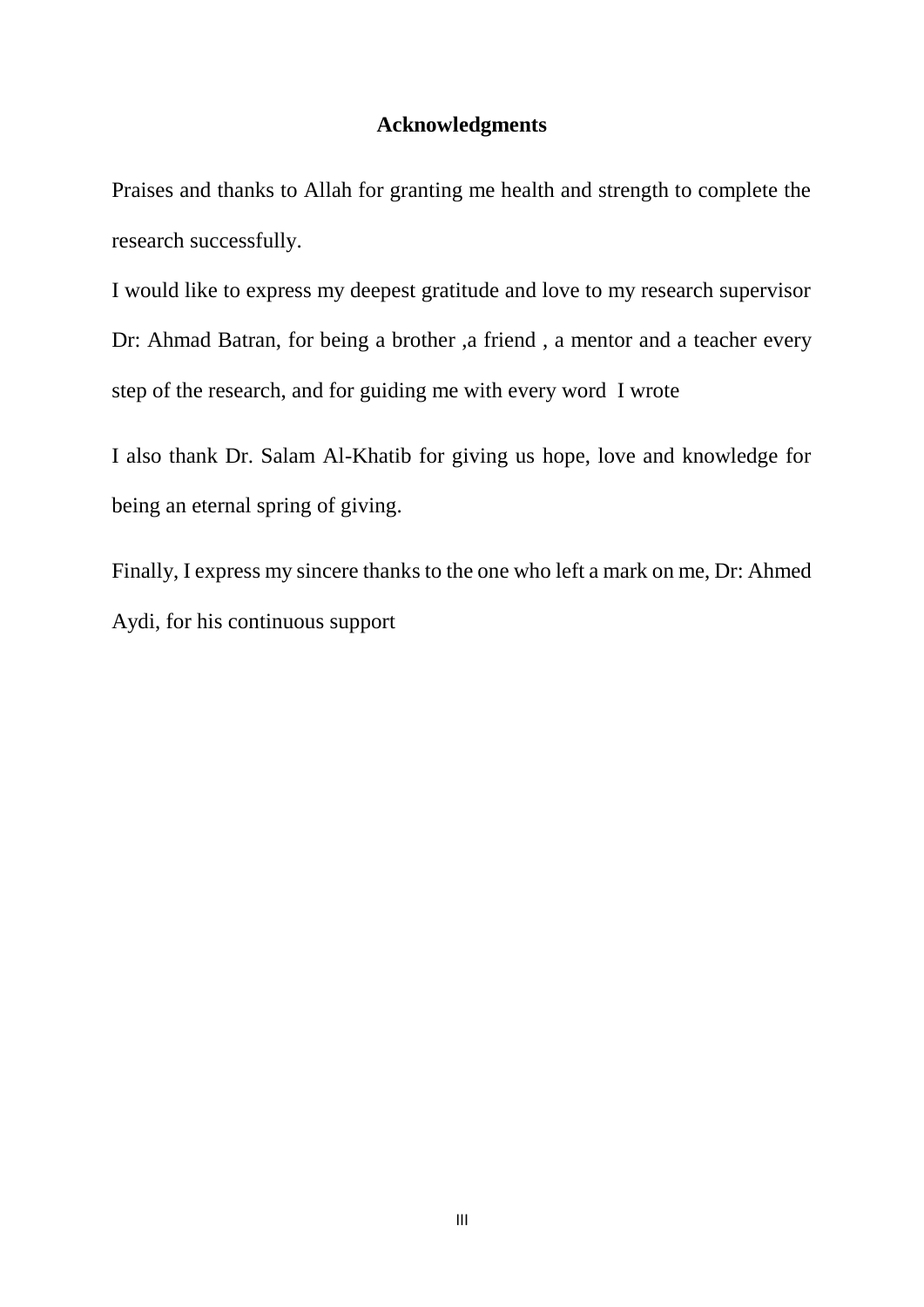# Acknowledgments

Praises and thanks to Allah for granting me health and strength to complete the research successfully.

I would like to express my deepest gratitude and love to my research supervisor Dr: Ahmad Batran, for being a brother ,a friend , a mentor and a teacher every step of the research, and for guiding me with every word I wrote

I also thank Dr. Salam Al-Khatib for giving us hope, love and knowledge for being an eternal spring of giving.

Finally, I express my sincere thanks to the one who left a mark on me, Dr: Ahmed Aydi, for his continuous support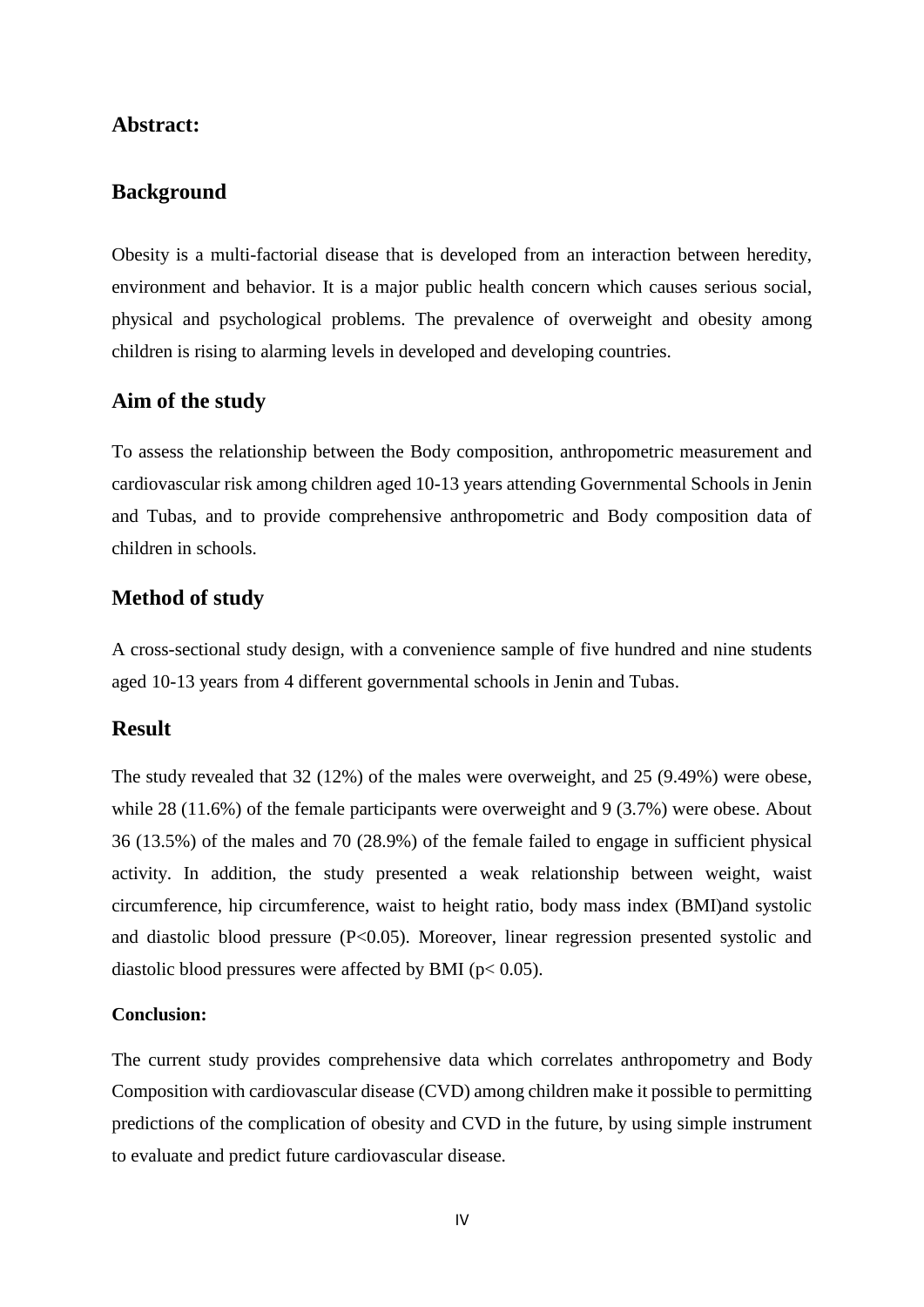## Abstract:

## Background

Obesity is a multi-factorial disease that is developed from an interaction between heredity, environment and behavior. It is a major public health concern which causes serious social, physical and psychological problems. The prevalence of overweight and obesity among children is rising to alarming levels in developed and developing countries.

## Aim of the study

To assess the relationship between the Body composition, anthropometric measurement and cardiovascular risk among children aged 10-13 years attending Governmental Schools in Jenin and Tubas, and to provide comprehensive anthropometric and Body composition data of children in schools.

## Method of study

A cross-sectional study design, with a convenience sample of five hundred and nine students aged 10-13 years from 4 different governmental schools in Jenin and Tubas.

## Result

The study revealed that 32 (12%) of the males were overweight, and 25 (9.49%) were obese, while 28 (11.6%) of the female participants were overweight and 9 (3.7%) were obese. About 36 (13.5%) of the males and 70 (28.9%) of the female failed to engage in sufficient physical activity. In addition, the study presented a weak relationship between weight, waist circumference, hip circumference, waist to height ratio, body mass index (BMI)and systolic and diastolic blood pressure ($P<0.05$). Moreover, linear regression presented systolic and diastolic blood pressures were affected by BMI ($p< 0.05$).

**Conclusion:**

The current study provides comprehensive data which correlates anthropometry and Body Composition with cardiovascular disease (CVD) among children make it possible to permitting predictions of the complication of obesity and CVD in the future, by using simple instrument to evaluate and predict future cardiovascular disease.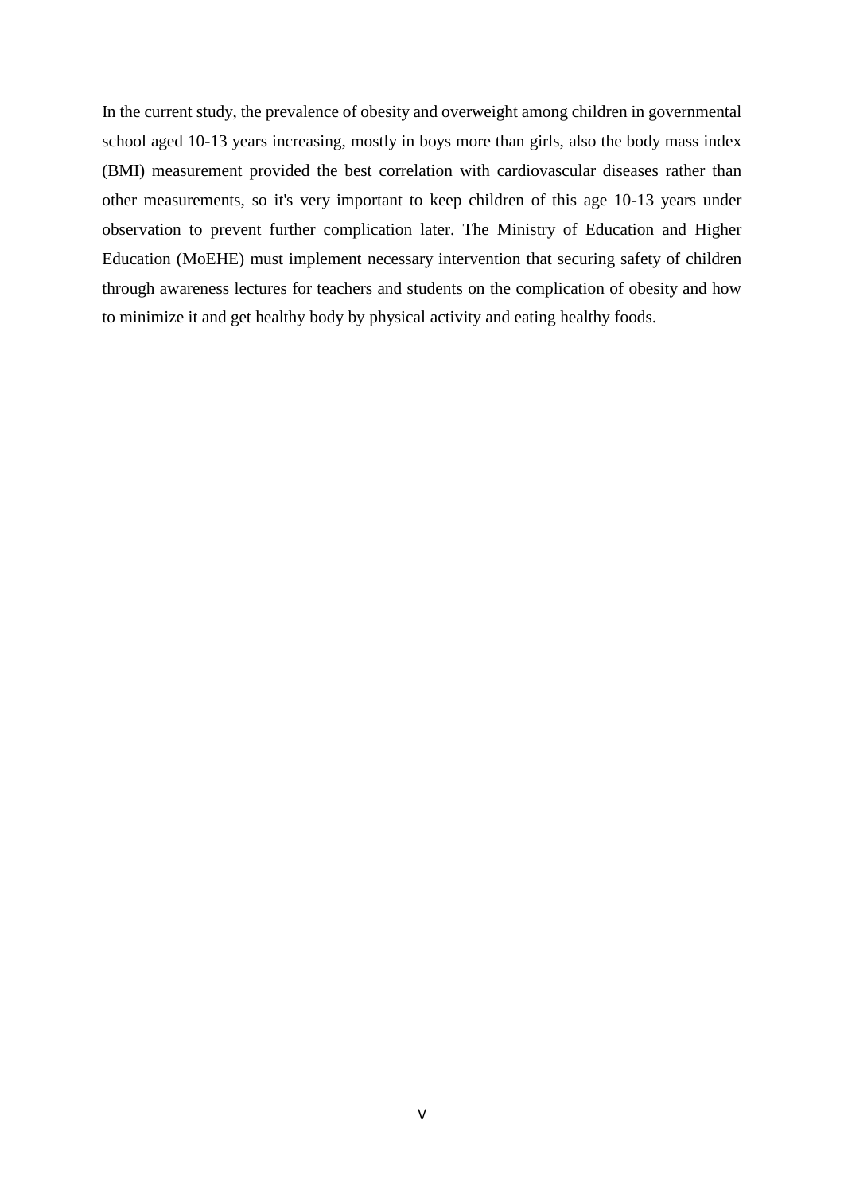In the current study, the prevalence of obesity and overweight among children in governmental school aged 10-13 years increasing, mostly in boys more than girls, also the body mass index (BMI) measurement provided the best correlation with cardiovascular diseases rather than other measurements, so it's very important to keep children of this age 10-13 years under observation to prevent further complication later. The Ministry of Education and Higher Education (MoEHE) must implement necessary intervention that securing safety of children through awareness lectures for teachers and students on the complication of obesity and how to minimize it and get healthy body by physical activity and eating healthy foods.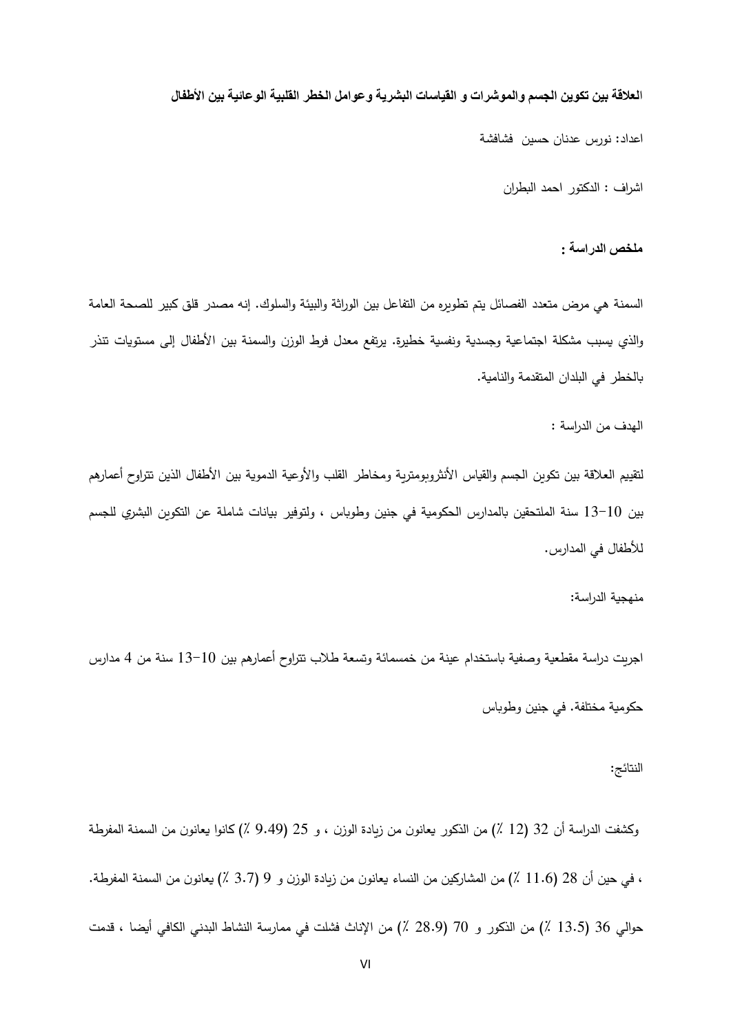**العلاقة بين تكوين الجسم والموشرات و القياسات البشرية وعوامل الخطر القلبية الوعائية بين الأطفال**

اعداد: نورس عدنان حسين فشافشة

اشراف : الدكتور احمد البطران

**ملخص الدراسة :**

السمنة هي مرض متعدد الفصائل يتم تطويره من التفاعل بين الوراثة والبيئة والسلوك. إنه مصدر قلق كبير للصحة العامة والذي يسبب مشكلة اجتماعية وجسدية ونفسية خطيرة. يرتفع معدل فرط الوزن والسمنة بين الأطفال إلى مستويات تنذر بالخطر في البلدان المتقدمة والنامية.

الهدف من الدراسة :

لتقييم العلاقة بين تكوين الجسم والقياس الأنثروبومترية ومخاطر القلب والأوعية الدموية بين الأطفال الذين تتراوح أعمارهم بين 10-13 سنة الملتحقين بالمدارس الحكومية في جنين وطوباس ، ولتوفير بيانات شاملة عن التكوين البشري للجسم للأطفال في المدارس.

منهجية الدراسة:

اجريت دراسة مقطعية وصفية باستخدام عينة من خمسمائة وتسعة طلاب تتراوح أعمارهم بين 10-13 سنة من 4 مدارس حكومية مختلفة. في جنين وطوباس

النتائج:

وكشفت الدراسة أن 32 (12 ٪) من الذكور يعانون من زيادة الوزن ، و 25 (9.49 ٪) كانوا يعانون من السمنة المفرطة ، في حين أن 28 (11.6 ٪) من المشاركين من النساء يعانون من زيادة الوزن و 9 (3.7 ٪) يعانون من السمنة المفرطة. حوالي 36 (13.5 ٪) من الذكور و 70 (28.9 ٪) من الإناث فشلت في ممارسة النشاط البدني الكافي أيضا ، قدمت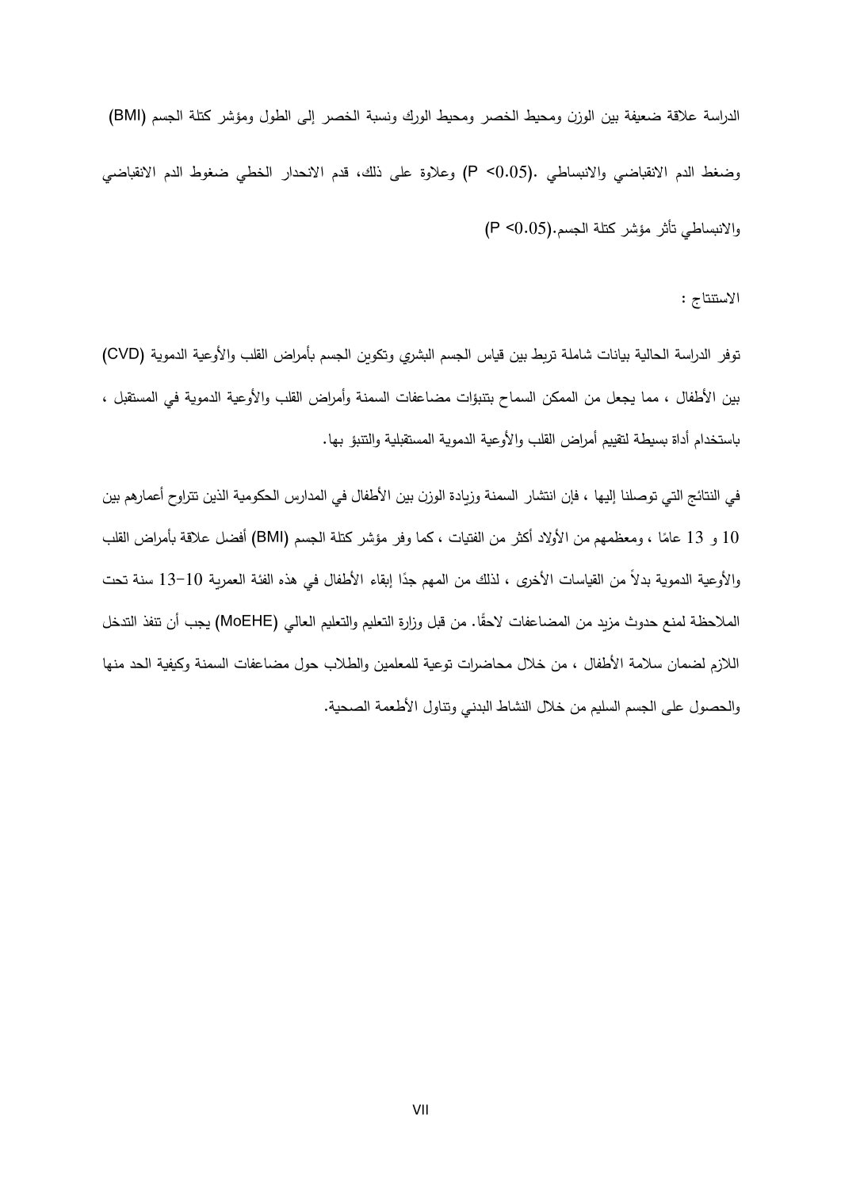الدراسة علاقة ضعيفة بين الوزن ومحيط الخصر ومحيط الورك ونسبة الخصر إلى الطول ومؤشر كتلة الجسم (BMI) وضغط الدم الانقباضي والانبساطي .($P <0.05$) وعلاوة على ذلك، قدم الانحدار الخطي ضغوط الدم الانقباضي والانبساطي تأثر مؤشر كتلة الجسم.($P <0.05$)

الاستنتاج :

توفر الدراسة الحالية بيانات شاملة تربط بين قياس الجسم البشري وتكوين الجسم بأمراض القلب والأوعية الدموية (CVD) بين الأطفال ، مما يجعل من الممكن السماح بتنبؤات مضاعفات السمنة وأمراض القلب والأوعية الدموية في المستقبل ، باستخدام أداة بسيطة لتقييم أمراض القلب والأوعية الدموية المستقبلية والتنبؤ بها.

في النتائج التي توصلنا إليها ، فإن انتشار السمنة وزيادة الوزن بين الأطفال في المدارس الحكومية الذين تتراوح أعمارهم بين 10 و 13 عامًا ، ومعظمهم من الأولاد أكثر من الفتيات ، كما وفر مؤشر كتلة الجسم (BMI) أفضل علاقة بأمراض القلب والأوعية الدموية بدلاً من القياسات الأخرى ، لذلك من المهم جدًا إبقاء الأطفال في هذه الفئة العمرية 10-13 سنة تحت الملاحظة لمنع حدوث مزيد من المضاعفات لاحقًا. من قبل وزارة التعليم والتعليم العالي (MoEHE) يجب أن تنفذ التدخل اللازم لضمان سلامة الأطفال ، من خلال محاضرات توعية للمعلمين والطلاب حول مضاعفات السمنة وكيفية الحد منها والحصول على الجسم السليم من خلال النشاط البدني وتناول الأطعمة الصحية.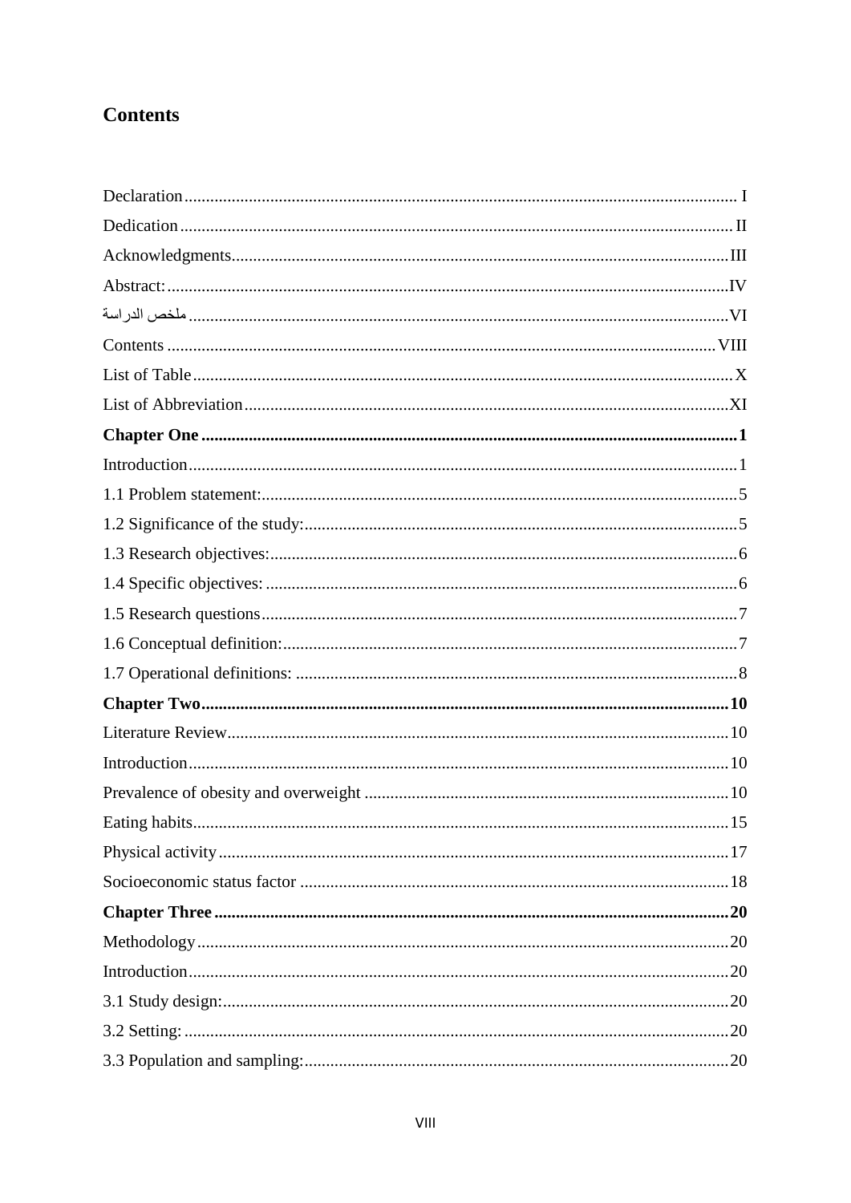# Contents

Declaration ............................................................ I
Dedication ............................................................ II
Acknowledgments ............................................................ III
Abstract: ............................................................ IV
ملخص الدراسة ............................................................ VI
Contents ............................................................ VIII
List of Table ............................................................ X
List of Abbreviation ............................................................ XI
**Chapter One ............................................................ 1**
Introduction ............................................................ 1
1.1 Problem statement: ............................................................ 5
1.2 Significance of the study: ............................................................ 5
1.3 Research objectives: ............................................................ 6
1.4 Specific objectives: ............................................................ 6
1.5 Research questions ............................................................ 7
1.6 Conceptual definition: ............................................................ 7
1.7 Operational definitions: ............................................................ 8
**Chapter Two ............................................................ 10**
Literature Review ............................................................ 10
Introduction ............................................................ 10
Prevalence of obesity and overweight ............................................................ 10
Eating habits ............................................................ 15
Physical activity ............................................................ 17
Socioeconomic status factor ............................................................ 18
**Chapter Three ............................................................ 20**
Methodology ............................................................ 20
Introduction ............................................................ 20
3.1 Study design: ............................................................ 20
3.2 Setting: ............................................................ 20
3.3 Population and sampling: ............................................................ 20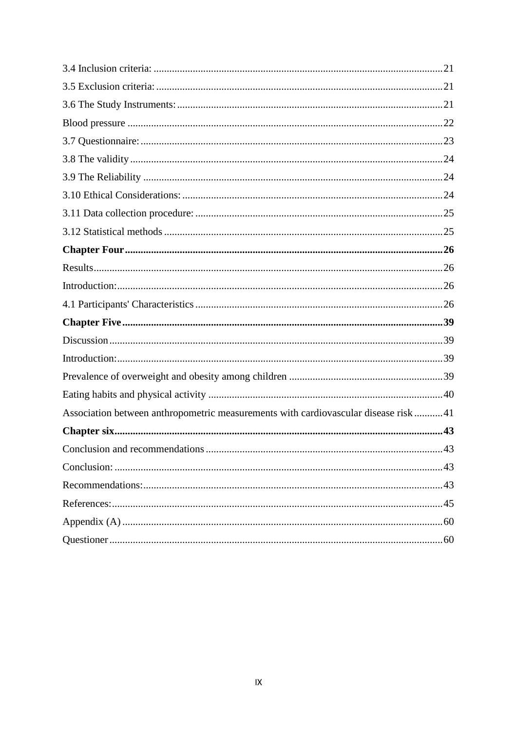3.4 Inclusion criteria: .......... 21

3.5 Exclusion criteria: .......... 21

3.6 The Study Instruments: .......... 21

Blood pressure .......... 22

3.7 Questionnaire: .......... 23

3.8 The validity .......... 24

3.9 The Reliability .......... 24

3.10 Ethical Considerations: .......... 24

3.11 Data collection procedure: .......... 25

3.12 Statistical methods .......... 25

**Chapter Four .......... 26**

Results .......... 26

Introduction: .......... 26

4.1 Participants' Characteristics .......... 26

**Chapter Five .......... 39**

Discussion .......... 39

Introduction: .......... 39

Prevalence of overweight and obesity among children .......... 39

Eating habits and physical activity .......... 40

Association between anthropometric measurements with cardiovascular disease risk .......... 41

**Chapter six .......... 43**

Conclusion and recommendations .......... 43

Conclusion: .......... 43

Recommendations: .......... 43

References: .......... 45

Appendix (A) .......... 60

Questioner .......... 60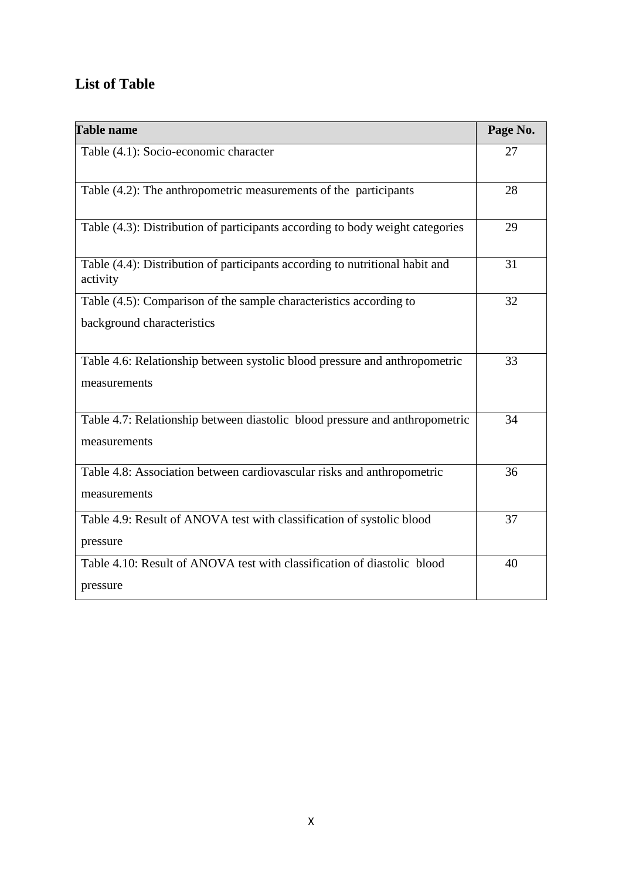## List of Table

| Table name | Page No. |
|---|---|
| Table (4.1): Socio-economic character | 27 |
| Table (4.2): The anthropometric measurements of the participants | 28 |
| Table (4.3): Distribution of participants according to body weight categories | 29 |
| Table (4.4): Distribution of participants according to nutritional habit and activity | 31 |
| Table (4.5): Comparison of the sample characteristics according to background characteristics | 32 |
| Table 4.6: Relationship between systolic blood pressure and anthropometric measurements | 33 |
| Table 4.7: Relationship between diastolic blood pressure and anthropometric measurements | 34 |
| Table 4.8: Association between cardiovascular risks and anthropometric measurements | 36 |
| Table 4.9: Result of ANOVA test with classification of systolic blood pressure | 37 |
| Table 4.10: Result of ANOVA test with classification of diastolic blood pressure | 40 |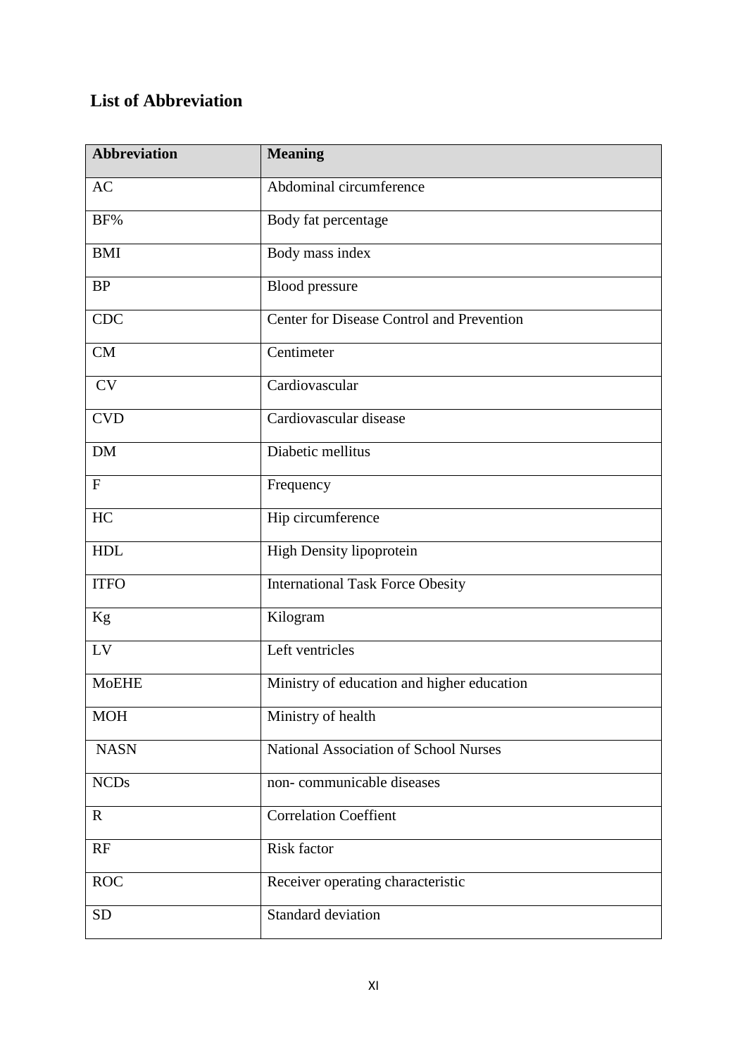## List of Abbreviation

| Abbreviation | Meaning |
| --- | --- |
| AC | Abdominal circumference |
| BF% | Body fat percentage |
| BMI | Body mass index |
| BP | Blood pressure |
| CDC | Center for Disease Control and Prevention |
| CM | Centimeter |
| CV | Cardiovascular |
| CVD | Cardiovascular disease |
| DM | Diabetic mellitus |
| F | Frequency |
| HC | Hip circumference |
| HDL | High Density lipoprotein |
| ITFO | International Task Force Obesity |
| Kg | Kilogram |
| LV | Left ventricles |
| MoEHE | Ministry of education and higher education |
| MOH | Ministry of health |
| NASN | National Association of School Nurses |
| NCDs | non- communicable diseases |
| R | Correlation Coeffient |
| RF | Risk factor |
| ROC | Receiver operating characteristic |
| SD | Standard deviation |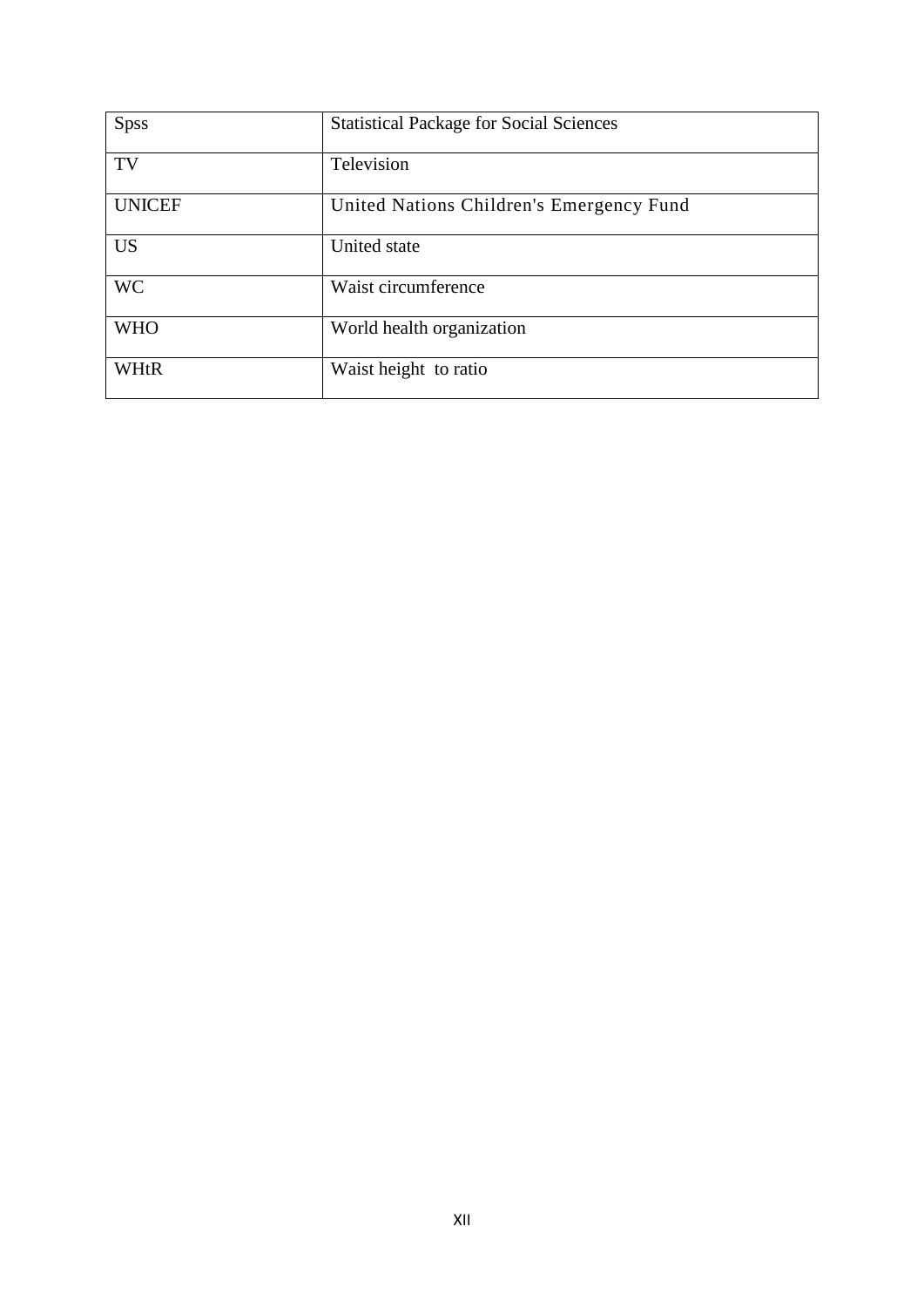| | |
|---|---|
| Spss | Statistical Package for Social Sciences |
| TV | Television |
| UNICEF | United Nations Children's Emergency Fund |
| US | United state |
| WC | Waist circumference |
| WHO | World health organization |
| WHtR | Waist height  to ratio |